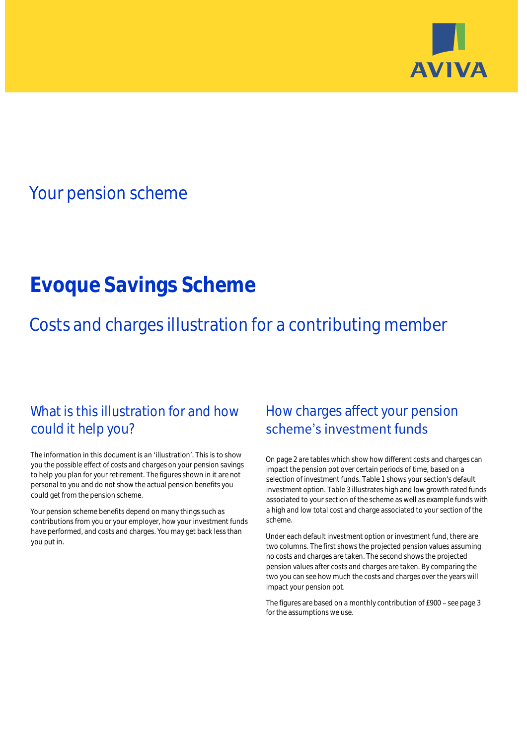Your pension scheme

# Evoque Savings Scheme

## Costs and charges illustration for a contributing member

## What is this illustration for and how could it help you?

The information in this document is an 'illustration'. This is to show you the possible effect of costs and charges on your pension savings to help you plan for your retirement. The figures shown in it are not personal to you and do not show the actual pension benefits you could get from the pension scheme.

Your pension scheme benefits depend on many things such as contributions from you or your employer, how your investment funds have performed, and costs and charges. You may get back less than you put in.

## How charges affect your pension scheme's investment funds

On page 2 are tables which show how different costs and charges can impact the pension pot over certain periods of time, based on a selection of investment funds. Table 1 shows your section's default investment option. Table 3 illustrates high and low growth rated funds associated to your section of the scheme as well as example funds with a high and low total cost and charge associated to your section of the scheme.

Under each default investment option or investment fund, there are two columns. The first shows the projected pension values assuming no costs and charges are taken. The second shows the projected pension values after costs and charges are taken. By comparing the two you can see how much the costs and charges over the years will impact your pension pot.

The figures are based on a monthly contribution of £900 – see page 3 for the assumptions we use.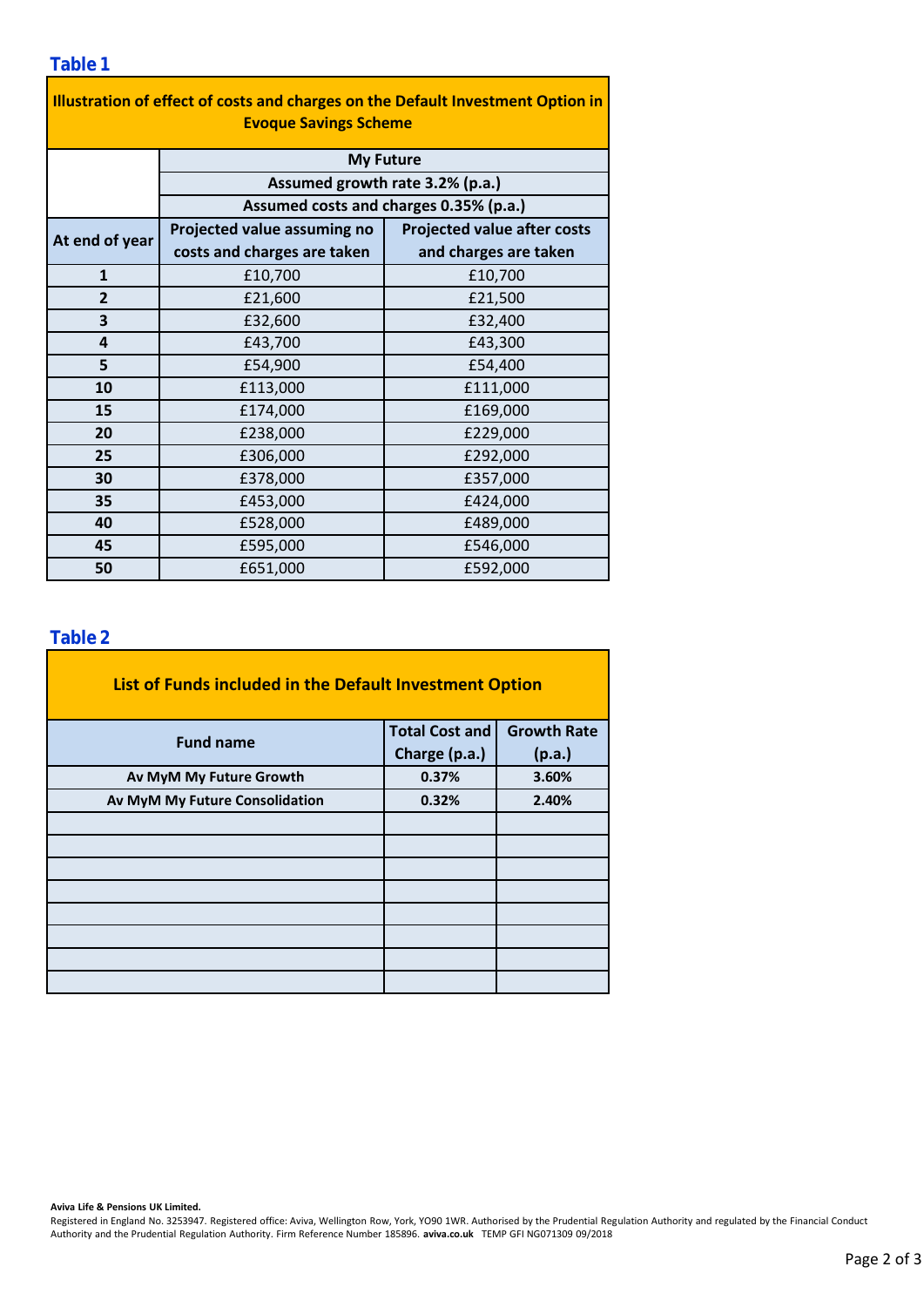## Table 1

| Illustration of effect of costs and charges on the Default Investment Option in Evoque Savings Scheme | | |
|---|---|---|
| | My Future | |
| | Assumed growth rate 3.2% (p.a.) | |
| | Assumed costs and charges 0.35% (p.a.) | |
| **At end of year** | **Projected value assuming no costs and charges are taken** | **Projected value after costs and charges are taken** |
| 1 | £10,700 | £10,700 |
| 2 | £21,600 | £21,500 |
| 3 | £32,600 | £32,400 |
| 4 | £43,700 | £43,300 |
| 5 | £54,900 | £54,400 |
| 10 | £113,000 | £111,000 |
| 15 | £174,000 | £169,000 |
| 20 | £238,000 | £229,000 |
| 25 | £306,000 | £292,000 |
| 30 | £378,000 | £357,000 |
| 35 | £453,000 | £424,000 |
| 40 | £528,000 | £489,000 |
| 45 | £595,000 | £546,000 |
| 50 | £651,000 | £592,000 |

## Table 2

| List of Funds included in the Default Investment Option | | |
|---|---|---|
| **Fund name** | **Total Cost and Charge (p.a.)** | **Growth Rate (p.a.)** |
| **Av MyM My Future Growth** | **0.37%** | **3.60%** |
| **Av MyM My Future Consolidation** | **0.32%** | **2.40%** |
| | | |
| | | |
| | | |
| | | |
| | | |
| | | |
| | | |
| | | |

**Aviva Life & Pensions UK Limited.**
Registered in England No. 3253947. Registered office: Aviva, Wellington Row, York, YO90 1WR. Authorised by the Prudential Regulation Authority and regulated by the Financial Conduct Authority and the Prudential Regulation Authority. Firm Reference Number 185896. **aviva.co.uk** TEMP GFI NG071309 09/2018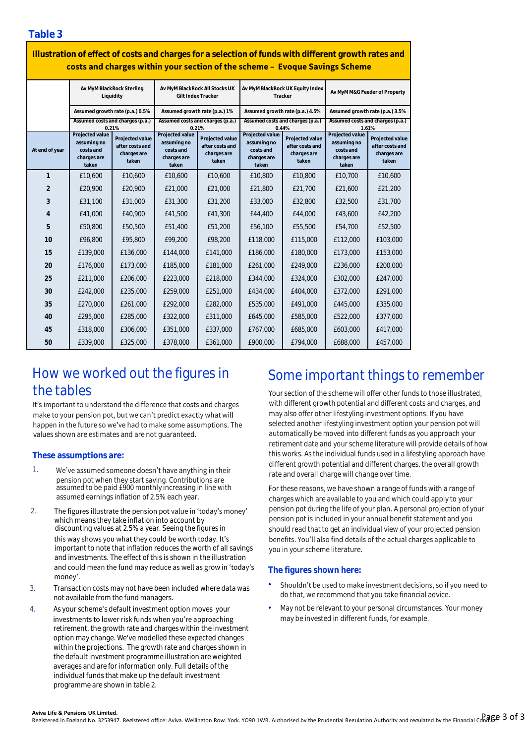## Table 3

| Illustration of effect of costs and charges for a selection of funds with different growth rates and costs and charges within your section of the scheme – Evoque Savings Scheme | | | | | | | | |
|---|---|---|---|---|---|---|---|---|
| | Av MyM BlackRock Sterling Liquidity | | Av MyM BlackRock All Stocks UK Gilt Index Tracker | | Av MyM BlackRock UK Equity Index Tracker | | Av MyM M&G Feeder of Property | |
| | Assumed growth rate (p.a.) 0.5% | | Assumed growth rate (p.a.) 1% | | Assumed growth rate (p.a.) 4.5% | | Assumed growth rate (p.a.) 3.5% | |
| | Assumed costs and charges (p.a.) 0.21% | | Assumed costs and charges (p.a.) 0.21% | | Assumed costs and charges (p.a.) 0.44% | | Assumed costs and charges (p.a.) 1.61% | |
| At end of year | Projected value assuming no costs and charges are taken | Projected value after costs and charges are taken | Projected value assuming no costs and charges are taken | Projected value after costs and charges are taken | Projected value assuming no costs and charges are taken | Projected value after costs and charges are taken | Projected value assuming no costs and charges are taken | Projected value after costs and charges are taken |
| 1 | £10,600 | £10,600 | £10,600 | £10,600 | £10,800 | £10,800 | £10,700 | £10,600 |
| 2 | £20,900 | £20,900 | £21,000 | £21,000 | £21,800 | £21,700 | £21,600 | £21,200 |
| 3 | £31,100 | £31,000 | £31,300 | £31,200 | £33,000 | £32,800 | £32,500 | £31,700 |
| 4 | £41,000 | £40,900 | £41,500 | £41,300 | £44,400 | £44,000 | £43,600 | £42,200 |
| 5 | £50,800 | £50,500 | £51,400 | £51,200 | £56,100 | £55,500 | £54,700 | £52,500 |
| 10 | £96,800 | £95,800 | £99,200 | £98,200 | £118,000 | £115,000 | £112,000 | £103,000 |
| 15 | £139,000 | £136,000 | £144,000 | £141,000 | £186,000 | £180,000 | £173,000 | £153,000 |
| 20 | £176,000 | £173,000 | £185,000 | £181,000 | £261,000 | £249,000 | £236,000 | £200,000 |
| 25 | £211,000 | £206,000 | £223,000 | £218,000 | £344,000 | £324,000 | £302,000 | £247,000 |
| 30 | £242,000 | £235,000 | £259,000 | £251,000 | £434,000 | £404,000 | £372,000 | £291,000 |
| 35 | £270,000 | £261,000 | £292,000 | £282,000 | £535,000 | £491,000 | £445,000 | £335,000 |
| 40 | £295,000 | £285,000 | £322,000 | £311,000 | £645,000 | £585,000 | £522,000 | £377,000 |
| 45 | £318,000 | £306,000 | £351,000 | £337,000 | £767,000 | £685,000 | £603,000 | £417,000 |
| 50 | £339,000 | £325,000 | £378,000 | £361,000 | £900,000 | £794,000 | £688,000 | £457,000 |

# How we worked out the figures in the tables

It's important to understand the difference that costs and charges make to your pension pot, but we can't predict exactly what will happen in the future so we've had to make some assumptions. The values shown are estimates and are not guaranteed.

### These assumptions are:

1. We've assumed someone doesn't have anything in their pension pot when they start saving. Contributions are assumed to be paid £900 monthly increasing in line with assumed earnings inflation of 2.5% each year.
2. The figures illustrate the pension pot value in 'today's money' which means they take inflation into account by discounting values at 2.5% a year. Seeing the figures in this way shows you what they could be worth today. It's important to note that inflation reduces the worth of all savings and investments. The effect of this is shown in the illustration and could mean the fund may reduce as well as grow in 'today's money'.
3. Transaction costs may not have been included where data was not available from the fund managers.
4. As your scheme's default investment option moves your investments to lower risk funds when you're approaching retirement, the growth rate and charges within the investment option may change. We've modelled these expected changes within the projections. The growth rate and charges shown in the default investment programme illustration are weighted averages and are for information only. Full details of the individual funds that make up the default investment programme are shown in table 2.

# Some important things to remember

Your section of the scheme will offer other funds to those illustrated, with different growth potential and different costs and charges, and may also offer other lifestyling investment options. If you have selected another lifestyling investment option your pension pot will automatically be moved into different funds as you approach your retirement date and your scheme literature will provide details of how this works. As the individual funds used in a lifestyling approach have different growth potential and different charges, the overall growth rate and overall charge will change over time.

For these reasons, we have shown a range of funds with a range of charges which are available to you and which could apply to your pension pot during the life of your plan. A personal projection of your pension pot is included in your annual benefit statement and you should read that to get an individual view of your projected pension benefits. You'll also find details of the actual charges applicable to you in your scheme literature.

### The figures shown here:

- Shouldn't be used to make investment decisions, so if you need to do that, we recommend that you take financial advice.
- May not be relevant to your personal circumstances. Your money may be invested in different funds, for example.

**Aviva Life & Pensions UK Limited.**
Registered in England No. 3253947. Registered office: Aviva, Wellington Row, York, YO90 1WR. Authorised by the Prudential Regulation Authority and regulated by the Financial Conduct